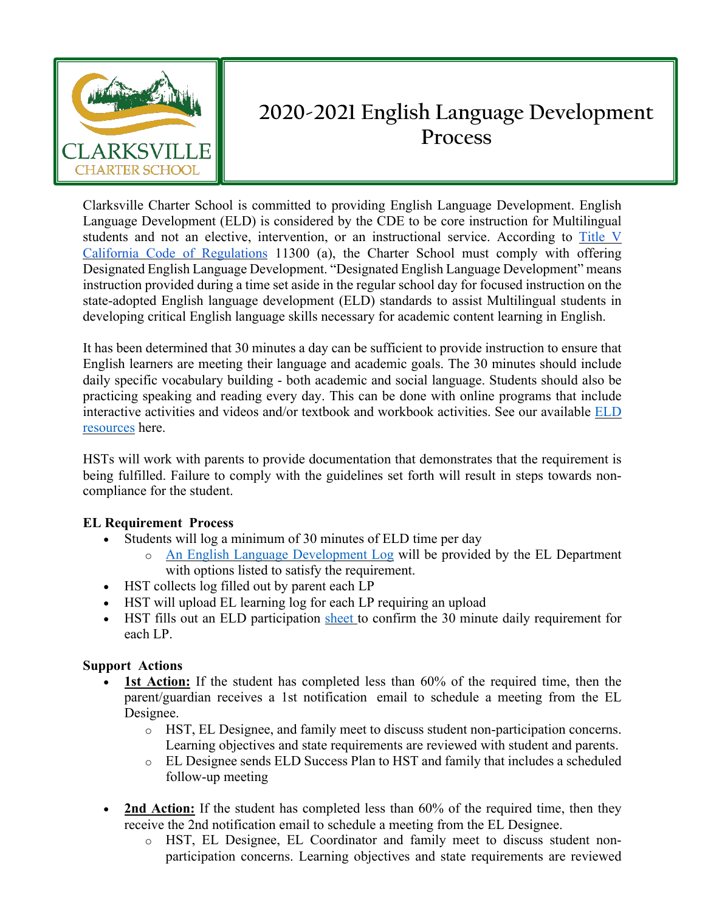# 2020-2021 English Language Development Process

Clarksville Charter School is committed to providing English Language Development. English Language Development (ELD) is considered by the CDE to be core instruction for Multilingual students and not an elective, intervention, or an instructional service. According to [Title V California Code of Regulations]() 11300 (a), the Charter School must comply with offering Designated English Language Development. "Designated English Language Development" means instruction provided during a time set aside in the regular school day for focused instruction on the state-adopted English language development (ELD) standards to assist Multilingual students in developing critical English language skills necessary for academic content learning in English.

It has been determined that 30 minutes a day can be sufficient to provide instruction to ensure that English learners are meeting their language and academic goals. The 30 minutes should include daily specific vocabulary building - both academic and social language. Students should also be practicing speaking and reading every day. This can be done with online programs that include interactive activities and videos and/or textbook and workbook activities. See our available [ELD resources]() here.

HSTs will work with parents to provide documentation that demonstrates that the requirement is being fulfilled. Failure to comply with the guidelines set forth will result in steps towards non-compliance for the student.

**EL Requirement Process**

- Students will log a minimum of 30 minutes of ELD time per day
  - [An English Language Development Log]() will be provided by the EL Department with options listed to satisfy the requirement.
- HST collects log filled out by parent each LP
- HST will upload EL learning log for each LP requiring an upload
- HST fills out an ELD participation [sheet]() to confirm the 30 minute daily requirement for each LP.

**Support Actions**

- **1st Action:** If the student has completed less than 60% of the required time, then the parent/guardian receives a 1st notification email to schedule a meeting from the EL Designee.
  - HST, EL Designee, and family meet to discuss student non-participation concerns. Learning objectives and state requirements are reviewed with student and parents.
  - EL Designee sends ELD Success Plan to HST and family that includes a scheduled follow-up meeting

- **2nd Action:** If the student has completed less than 60% of the required time, then they receive the 2nd notification email to schedule a meeting from the EL Designee.
  - HST, EL Designee, EL Coordinator and family meet to discuss student non-participation concerns. Learning objectives and state requirements are reviewed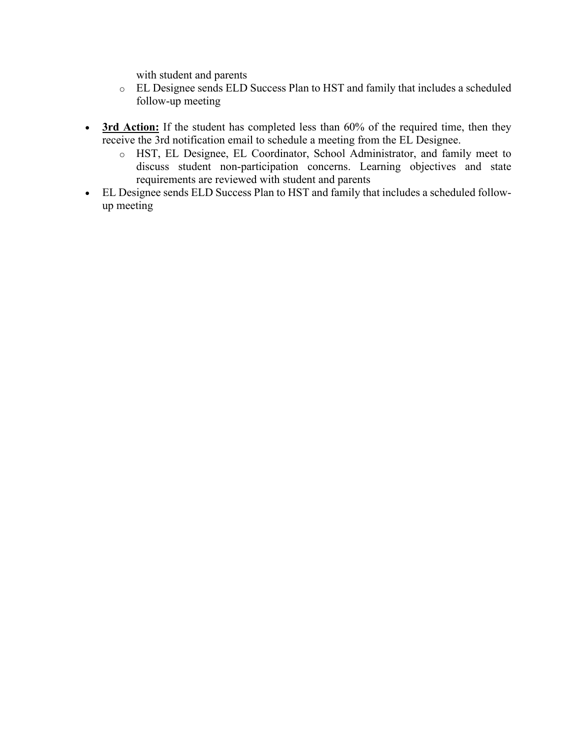with student and parents
    - EL Designee sends ELD Success Plan to HST and family that includes a scheduled follow-up meeting

- <u>**3rd Action:**</u> If the student has completed less than 60% of the required time, then they receive the 3rd notification email to schedule a meeting from the EL Designee.
    - HST, EL Designee, EL Coordinator, School Administrator, and family meet to discuss student non-participation concerns. Learning objectives and state requirements are reviewed with student and parents
- EL Designee sends ELD Success Plan to HST and family that includes a scheduled follow-up meeting